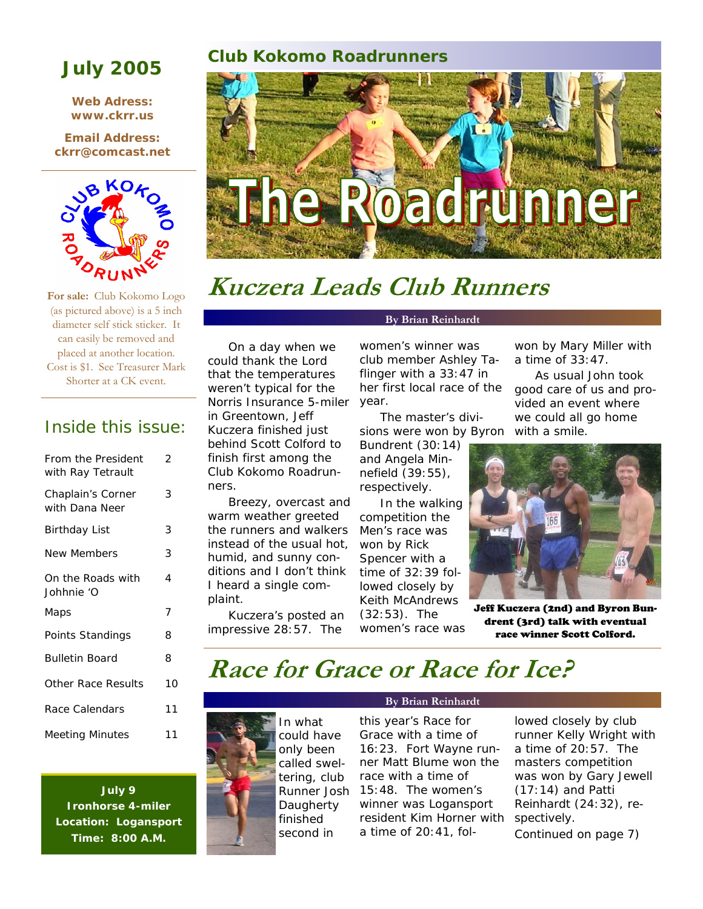# July 2005

**Web Adress:** www.ckrr.us

**Email Address:** ckrr@comcast.net

**For sale:** Club Kokomo Logo (as pictured above) is a 5 inch diameter self stick sticker. It can easily be removed and placed at another location. Cost is $1. See Treasurer Mark Shorter at a CK event.

## Inside this issue:

| | |
|---|---|
| From the President with Ray Tetrault | 2 |
| Chaplain's Corner with Dana Neer | 3 |
| Birthday List | 3 |
| New Members | 3 |
| On the Roads with Johhnie 'O | 4 |
| Maps | 7 |
| Points Standings | 8 |
| Bulletin Board | 8 |
| Other Race Results | 10 |
| Race Calendars | 11 |
| Meeting Minutes | 11 |

**July 9**
**Ironhorse 4-miler**
**Location: Logansport**
**Time: 8:00 A.M.**

**Club Kokomo Roadrunners**

# The Roadrunner

## Kuczera Leads Club Runners

**By Brian Reinhardt**

On a day when we could thank the Lord that the temperatures weren't typical for the Norris Insurance 5-miler in Greentown, Jeff Kuczera finished just behind Scott Colford to finish first among the Club Kokomo Roadrunners.

Breezy, overcast and warm weather greeted the runners and walkers instead of the usual hot, humid, and sunny conditions and I don't think I heard a single complaint.

Kuczera's posted an impressive 28:57. The women's winner was club member Ashley Taflinger with a 33:47 in her first local race of the year.

The master's divisions were won by Byron Bundrent (30:14) and Angela Minnefield (39:55), respectively.

In the walking competition the Men's race was won by Rick Spencer with a time of 32:39 followed closely by Keith McAndrews (32:53). The women's race was won by Mary Miller with a time of 33:47.

As usual John took good care of us and provided an event where we could all go home with a smile.

**Jeff Kuczera (2nd) and Byron Bundrent (3rd) talk with eventual race winner Scott Colford.**

## Race for Grace or Race for Ice?

**By Brian Reinhardt**

In what could have only been called sweltering, club Runner Josh Daugherty finished second in this year's Race for Grace with a time of 16:23. Fort Wayne runner Matt Blume won the race with a time of 15:48. The women's winner was Logansport resident Kim Horner with a time of 20:41, followed closely by club runner Kelly Wright with a time of 20:57. The masters competition was won by Gary Jewell (17:14) and Patti Reinhardt (24:32), respectively.

Continued on page 7)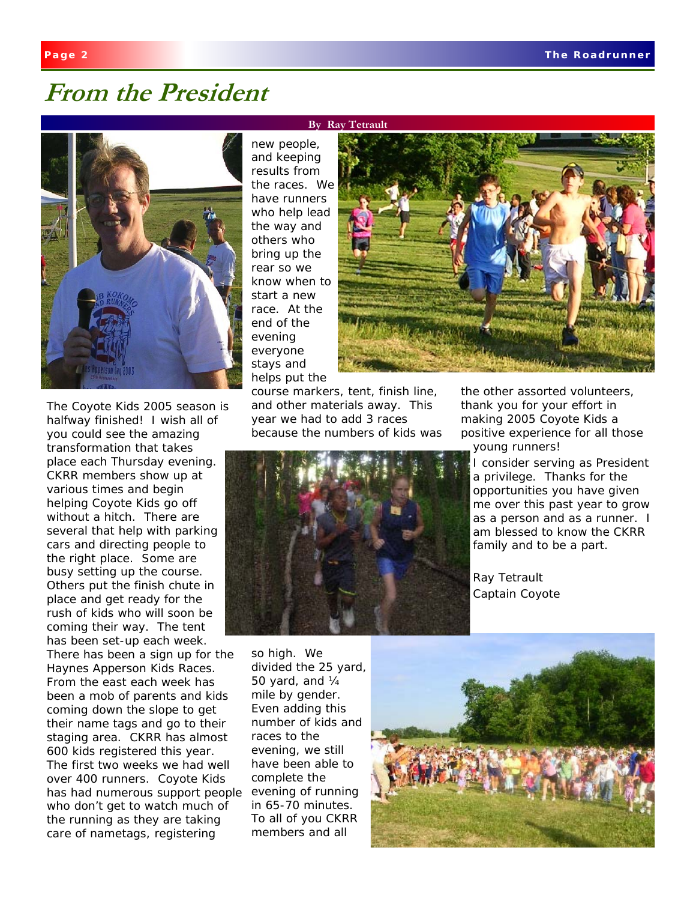# From the President

By Ray Tetrault

The Coyote Kids 2005 season is halfway finished! I wish all of you could see the amazing transformation that takes place each Thursday evening. CKRR members show up at various times and begin helping Coyote Kids go off without a hitch. There are several that help with parking cars and directing people to the right place. Some are busy setting up the course. Others put the finish chute in place and get ready for the rush of kids who will soon be coming their way. The tent has been set-up each week. There has been a sign up for the Haynes Apperson Kids Races. From the east each week has been a mob of parents and kids coming down the slope to get their name tags and go to their staging area. CKRR has almost 600 kids registered this year. The first two weeks we had well over 400 runners. Coyote Kids has had numerous support people who don't get to watch much of the running as they are taking care of nametags, registering new people, and keeping results from the races. We have runners who help lead the way and others who bring up the rear so we know when to start a new race. At the end of the evening everyone stays and helps put the course markers, tent, finish line, and other materials away. This year we had to add 3 races because the numbers of kids was so high. We divided the 25 yard, 50 yard, and ¼ mile by gender. Even adding this number of kids and races to the evening, we still have been able to complete the evening of running in 65-70 minutes. To all of you CKRR members and all the other assorted volunteers, thank you for your effort in making 2005 Coyote Kids a positive experience for all those young runners!

I consider serving as President a privilege. Thanks for the opportunities you have given me over this past year to grow as a person and as a runner. I am blessed to know the CKRR family and to be a part.

Ray Tetrault  
Captain Coyote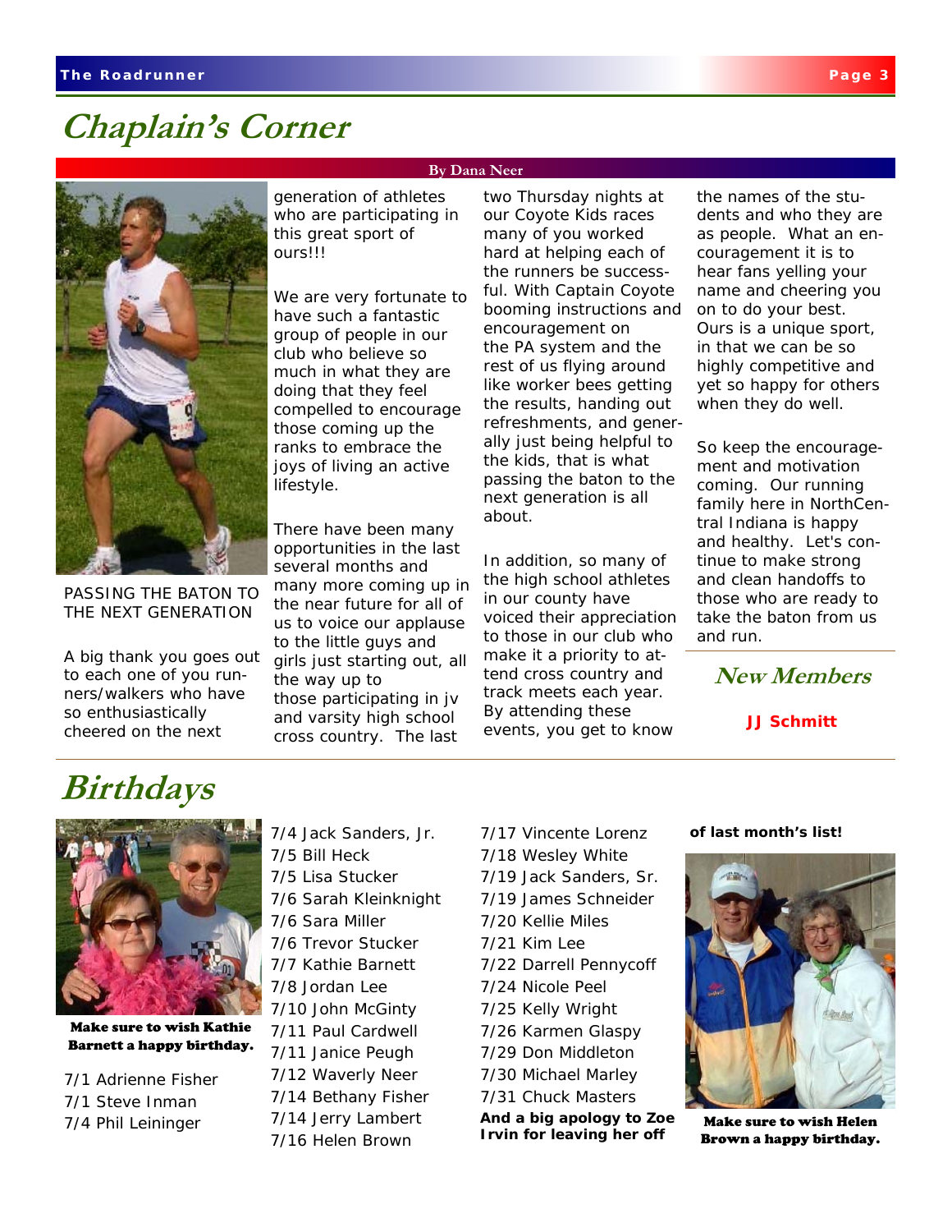# Chaplain's Corner

By Dana Neer

PASSING THE BATON TO THE NEXT GENERATION

A big thank you goes out to each one of you runners/walkers who have so enthusiastically cheered on the next generation of athletes who are participating in this great sport of ours!!!

We are very fortunate to have such a fantastic group of people in our club who believe so much in what they are doing that they feel compelled to encourage those coming up the ranks to embrace the joys of living an active lifestyle.

There have been many opportunities in the last several months and many more coming up in the near future for all of us to voice our applause to the little guys and girls just starting out, all the way up to those participating in jv and varsity high school cross country. The last two Thursday nights at our Coyote Kids races many of you worked hard at helping each of the runners be successful. With Captain Coyote booming instructions and encouragement on the PA system and the rest of us flying around like worker bees getting the results, handing out refreshments, and generally just being helpful to the kids, that is what passing the baton to the next generation is all about.

In addition, so many of the high school athletes in our county have voiced their appreciation to those in our club who make it a priority to attend cross country and track meets each year. By attending these events, you get to know the names of the students and who they are as people. What an encouragement it is to hear fans yelling your name and cheering you on to do your best. Ours is a unique sport, in that we can be so highly competitive and yet so happy for others when they do well.

So keep the encouragement and motivation coming. Our running family here in NorthCentral Indiana is happy and healthy. Let's continue to make strong and clean handoffs to those who are ready to take the baton from us and run.

## New Members

**JJ Schmitt**

# Birthdays

**Make sure to wish Kathie Barnett a happy birthday.**

7/1 Adrienne Fisher
7/1 Steve Inman
7/4 Phil Leininger
7/4 Jack Sanders, Jr.
7/5 Bill Heck
7/5 Lisa Stucker
7/6 Sarah Kleinknight
7/6 Sara Miller
7/6 Trevor Stucker
7/7 Kathie Barnett
7/8 Jordan Lee
7/10 John McGinty
7/11 Paul Cardwell
7/11 Janice Peugh
7/12 Waverly Neer
7/14 Bethany Fisher
7/14 Jerry Lambert
7/16 Helen Brown
7/17 Vincente Lorenz
7/18 Wesley White
7/19 Jack Sanders, Sr.
7/19 James Schneider
7/20 Kellie Miles
7/21 Kim Lee
7/22 Darrell Pennycoff
7/24 Nicole Peel
7/25 Kelly Wright
7/26 Karmen Glaspy
7/29 Don Middleton
7/30 Michael Marley
7/31 Chuck Masters

**And a big apology to Zoe Irvin for leaving her off of last month's list!**

**Make sure to wish Helen Brown a happy birthday.**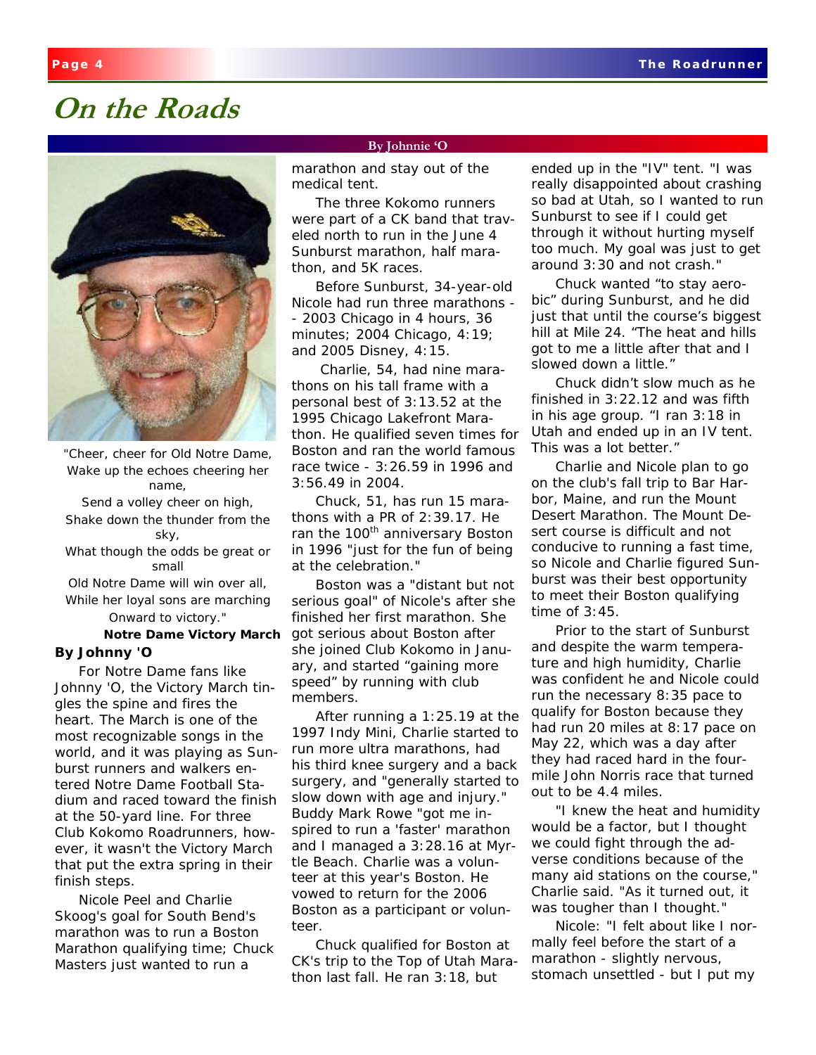# On the Roads

By Johnnie 'O

"Cheer, cheer for Old Notre Dame,
Wake up the echoes cheering her name,
Send a volley cheer on high,
Shake down the thunder from the sky,
What though the odds be great or small
Old Notre Dame will win over all,
While her loyal sons are marching
Onward to victory."

**Notre Dame Victory March**

**By Johnny 'O**

For Notre Dame fans like Johnny 'O, the Victory March tingles the spine and fires the heart. The March is one of the most recognizable songs in the world, and it was playing as Sunburst runners and walkers entered Notre Dame Football Stadium and raced toward the finish at the 50-yard line. For three Club Kokomo Roadrunners, however, it wasn't the Victory March that put the extra spring in their finish steps.

Nicole Peel and Charlie Skoog's goal for South Bend's marathon was to run a Boston Marathon qualifying time; Chuck Masters just wanted to run a marathon and stay out of the medical tent.

The three Kokomo runners were part of a CK band that traveled north to run in the June 4 Sunburst marathon, half marathon, and 5K races.

Before Sunburst, 34-year-old Nicole had run three marathons -- 2003 Chicago in 4 hours, 36 minutes; 2004 Chicago, 4:19; and 2005 Disney, 4:15.

Charlie, 54, had nine marathons on his tall frame with a personal best of 3:13.52 at the 1995 Chicago Lakefront Marathon. He qualified seven times for Boston and ran the world famous race twice - 3:26.59 in 1996 and 3:56.49 in 2004.

Chuck, 51, has run 15 marathons with a PR of 2:39.17. He ran the 100th anniversary Boston in 1996 "just for the fun of being at the celebration."

Boston was a "distant but not serious goal" of Nicole's after she finished her first marathon. She got serious about Boston after she joined Club Kokomo in January, and started "gaining more speed" by running with club members.

After running a 1:25.19 at the 1997 Indy Mini, Charlie started to run more ultra marathons, had his third knee surgery and a back surgery, and "generally started to slow down with age and injury." Buddy Mark Rowe "got me inspired to run a 'faster' marathon and I managed a 3:28.16 at Myrtle Beach. Charlie was a volunteer at this year's Boston. He vowed to return for the 2006 Boston as a participant or volunteer.

Chuck qualified for Boston at CK's trip to the Top of Utah Marathon last fall. He ran 3:18, but ended up in the "IV" tent. "I was really disappointed about crashing so bad at Utah, so I wanted to run Sunburst to see if I could get through it without hurting myself too much. My goal was just to get around 3:30 and not crash."

Chuck wanted "to stay aerobic" during Sunburst, and he did just that until the course's biggest hill at Mile 24. "The heat and hills got to me a little after that and I slowed down a little."

Chuck didn't slow much as he finished in 3:22.12 and was fifth in his age group. "I ran 3:18 in Utah and ended up in an IV tent. This was a lot better."

Charlie and Nicole plan to go on the club's fall trip to Bar Harbor, Maine, and run the Mount Desert Marathon. The Mount Desert course is difficult and not conducive to running a fast time, so Nicole and Charlie figured Sunburst was their best opportunity to meet their Boston qualifying time of 3:45.

Prior to the start of Sunburst and despite the warm temperature and high humidity, Charlie was confident he and Nicole could run the necessary 8:35 pace to qualify for Boston because they had run 20 miles at 8:17 pace on May 22, which was a day after they had raced hard in the four-mile John Norris race that turned out to be 4.4 miles.

"I knew the heat and humidity would be a factor, but I thought we could fight through the adverse conditions because of the many aid stations on the course," Charlie said. "As it turned out, it was tougher than I thought."

Nicole: "I felt about like I normally feel before the start of a marathon - slightly nervous, stomach unsettled - but I put my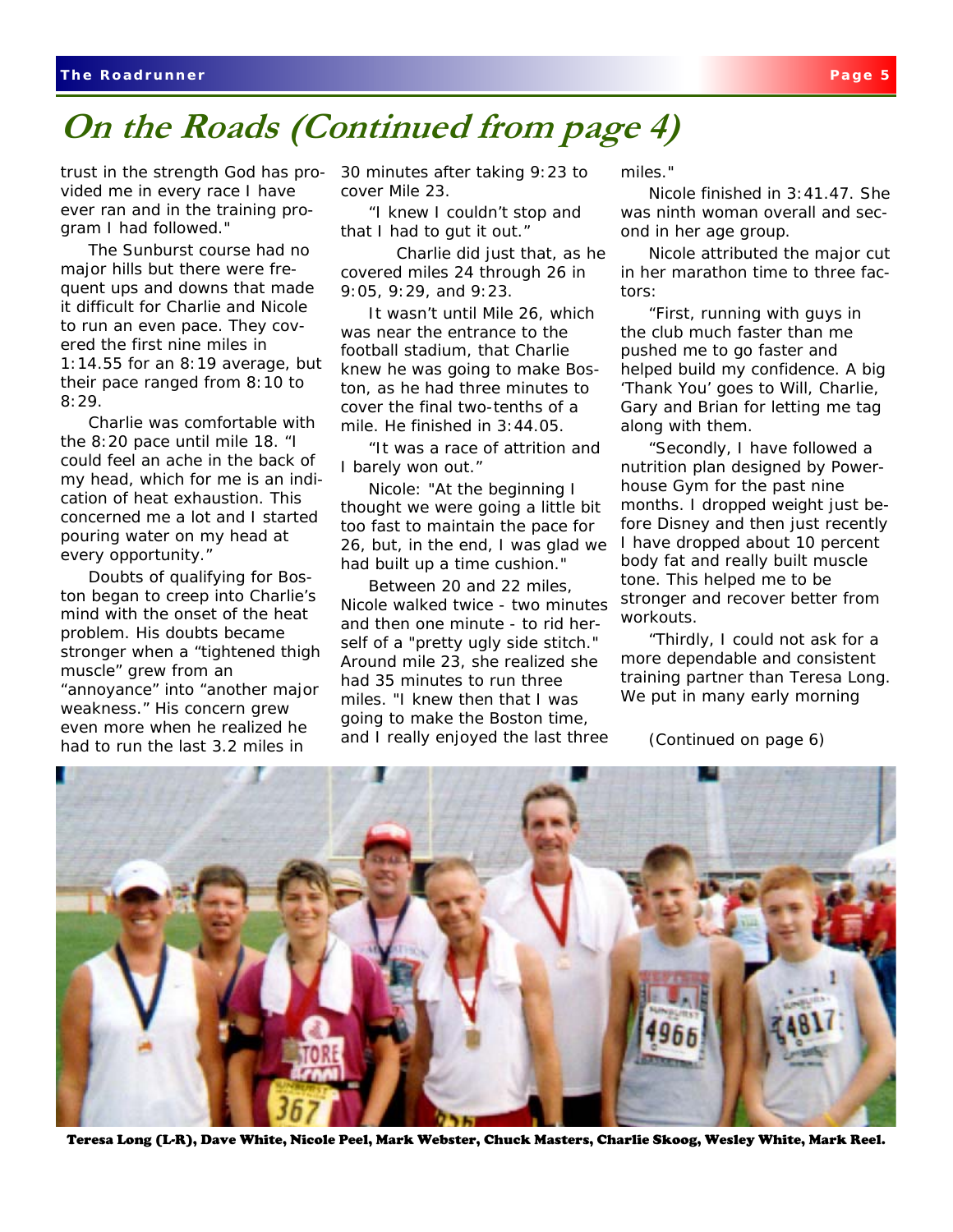# On the Roads (Continued from page 4)

trust in the strength God has provided me in every race I have ever ran and in the training program I had followed."

The Sunburst course had no major hills but there were frequent ups and downs that made it difficult for Charlie and Nicole to run an even pace. They covered the first nine miles in 1:14.55 for an 8:19 average, but their pace ranged from 8:10 to 8:29.

Charlie was comfortable with the 8:20 pace until mile 18. "I could feel an ache in the back of my head, which for me is an indication of heat exhaustion. This concerned me a lot and I started pouring water on my head at every opportunity."

Doubts of qualifying for Boston began to creep into Charlie's mind with the onset of the heat problem. His doubts became stronger when a "tightened thigh muscle" grew from an "annoyance" into "another major weakness." His concern grew even more when he realized he had to run the last 3.2 miles in 30 minutes after taking 9:23 to cover Mile 23.

"I knew I couldn't stop and that I had to gut it out."

Charlie did just that, as he covered miles 24 through 26 in 9:05, 9:29, and 9:23.

It wasn't until Mile 26, which was near the entrance to the football stadium, that Charlie knew he was going to make Boston, as he had three minutes to cover the final two-tenths of a mile. He finished in 3:44.05.

"It was a race of attrition and I barely won out."

Nicole: "At the beginning I thought we were going a little bit too fast to maintain the pace for 26, but, in the end, I was glad we had built up a time cushion."

Between 20 and 22 miles, Nicole walked twice - two minutes and then one minute - to rid herself of a "pretty ugly side stitch." Around mile 23, she realized she had 35 minutes to run three miles. "I knew then that I was going to make the Boston time, and I really enjoyed the last three miles."

Nicole finished in 3:41.47. She was ninth woman overall and second in her age group.

Nicole attributed the major cut in her marathon time to three factors:

"First, running with guys in the club much faster than me pushed me to go faster and helped build my confidence. A big 'Thank You' goes to Will, Charlie, Gary and Brian for letting me tag along with them.

"Secondly, I have followed a nutrition plan designed by Powerhouse Gym for the past nine months. I dropped weight just before Disney and then just recently I have dropped about 10 percent body fat and really built muscle tone. This helped me to be stronger and recover better from workouts.

"Thirdly, I could not ask for a more dependable and consistent training partner than Teresa Long. We put in many early morning

(Continued on page 6)

**Teresa Long (L-R), Dave White, Nicole Peel, Mark Webster, Chuck Masters, Charlie Skoog, Wesley White, Mark Reel.**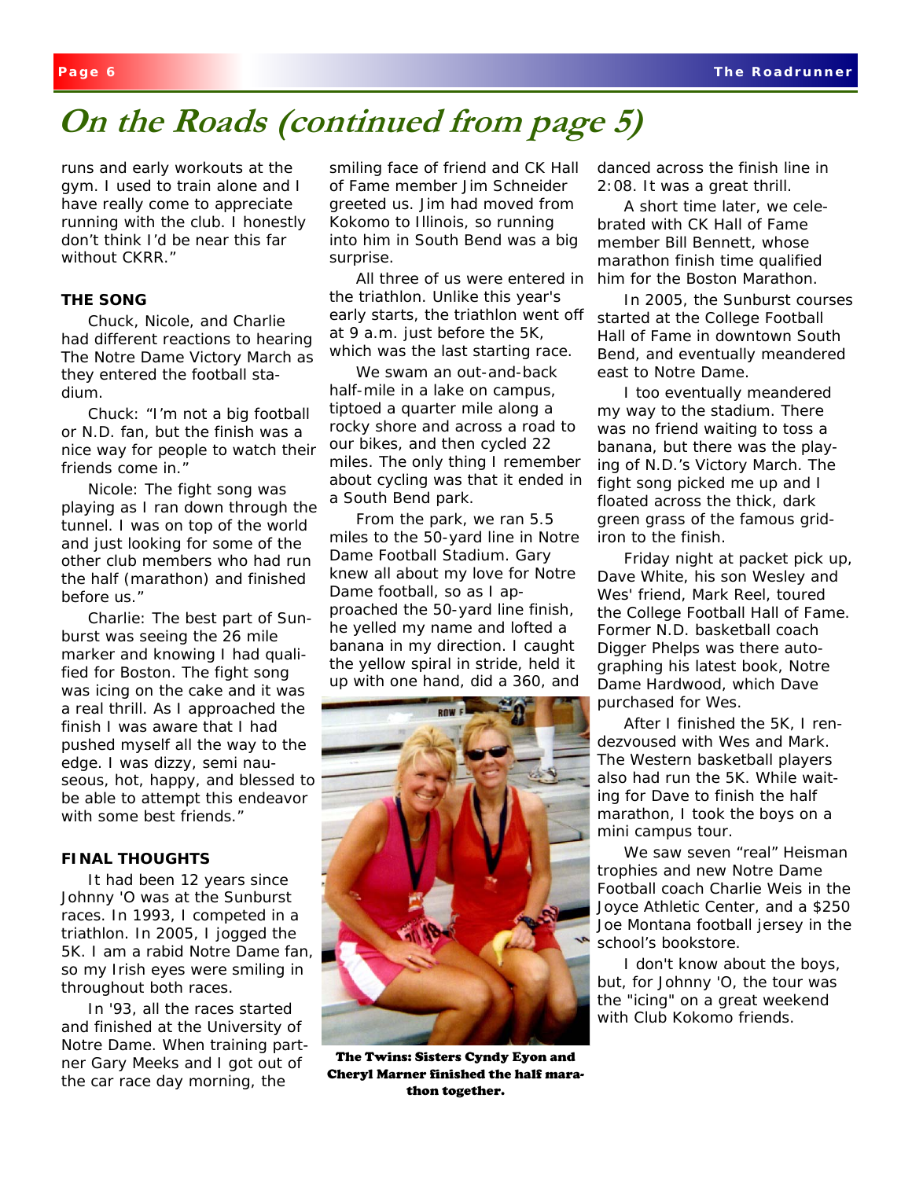# On the Roads (continued from page 5)

runs and early workouts at the gym. I used to train alone and I have really come to appreciate running with the club. I honestly don't think I'd be near this far without CKRR."

**THE SONG**

Chuck, Nicole, and Charlie had different reactions to hearing The Notre Dame Victory March as they entered the football stadium.

Chuck: "I'm not a big football or N.D. fan, but the finish was a nice way for people to watch their friends come in."

Nicole: The fight song was playing as I ran down through the tunnel. I was on top of the world and just looking for some of the other club members who had run the half (marathon) and finished before us."

Charlie: The best part of Sunburst was seeing the 26 mile marker and knowing I had qualified for Boston. The fight song was icing on the cake and it was a real thrill. As I approached the finish I was aware that I had pushed myself all the way to the edge. I was dizzy, semi nauseous, hot, happy, and blessed to be able to attempt this endeavor with some best friends."

**FINAL THOUGHTS**

It had been 12 years since Johnny 'O was at the Sunburst races. In 1993, I competed in a triathlon. In 2005, I jogged the 5K. I am a rabid Notre Dame fan, so my Irish eyes were smiling in throughout both races.

In '93, all the races started and finished at the University of Notre Dame. When training partner Gary Meeks and I got out of the car race day morning, the smiling face of friend and CK Hall of Fame member Jim Schneider greeted us. Jim had moved from Kokomo to Illinois, so running into him in South Bend was a big surprise.

All three of us were entered in the triathlon. Unlike this year's early starts, the triathlon went off at 9 a.m. just before the 5K, which was the last starting race.

We swam an out-and-back half-mile in a lake on campus, tiptoed a quarter mile along a rocky shore and across a road to our bikes, and then cycled 22 miles. The only thing I remember about cycling was that it ended in a South Bend park.

From the park, we ran 5.5 miles to the 50-yard line in Notre Dame Football Stadium. Gary knew all about my love for Notre Dame football, so as I approached the 50-yard line finish, he yelled my name and lofted a banana in my direction. I caught the yellow spiral in stride, held it up with one hand, did a 360, and danced across the finish line in 2:08. It was a great thrill.

The Twins: Sisters Cyndy Eyon and Cheryl Marner finished the half marathon together.

A short time later, we celebrated with CK Hall of Fame member Bill Bennett, whose marathon finish time qualified him for the Boston Marathon.

In 2005, the Sunburst courses started at the College Football Hall of Fame in downtown South Bend, and eventually meandered east to Notre Dame.

I too eventually meandered my way to the stadium. There was no friend waiting to toss a banana, but there was the playing of N.D.'s Victory March. The fight song picked me up and I floated across the thick, dark green grass of the famous gridiron to the finish.

Friday night at packet pick up, Dave White, his son Wesley and Wes' friend, Mark Reel, toured the College Football Hall of Fame. Former N.D. basketball coach Digger Phelps was there autographing his latest book, Notre Dame Hardwood, which Dave purchased for Wes.

After I finished the 5K, I rendezvoused with Wes and Mark. The Western basketball players also had run the 5K. While waiting for Dave to finish the half marathon, I took the boys on a mini campus tour.

We saw seven "real" Heisman trophies and new Notre Dame Football coach Charlie Weis in the Joyce Athletic Center, and a $250 Joe Montana football jersey in the school's bookstore.

I don't know about the boys, but, for Johnny 'O, the tour was the "icing" on a great weekend with Club Kokomo friends.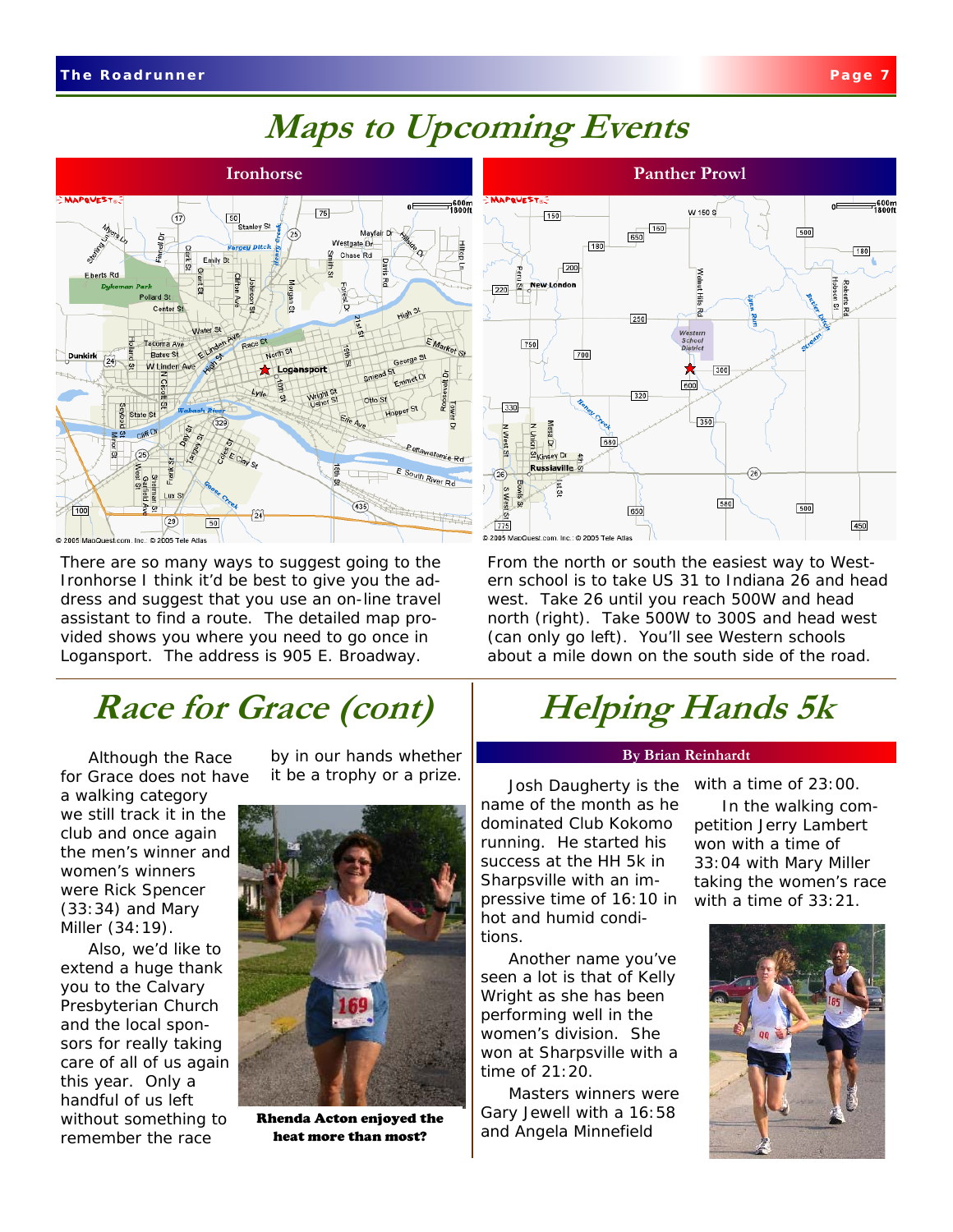# Maps to Upcoming Events

## Ironhorse

There are so many ways to suggest going to the Ironhorse I think it'd be best to give you the address and suggest that you use an on-line travel assistant to find a route. The detailed map provided shows you where you need to go once in Logansport. The address is 905 E. Broadway.

## Panther Prowl

From the north or south the easiest way to Western school is to take US 31 to Indiana 26 and head west. Take 26 until you reach 500W and head north (right). Take 500W to 300S and head west (can only go left). You'll see Western schools about a mile down on the south side of the road.

# Race for Grace (cont)

Although the Race for Grace does not have a walking category we still track it in the club and once again the men's winner and women's winners were Rick Spencer (33:34) and Mary Miller (34:19).

Also, we'd like to extend a huge thank you to the Calvary Presbyterian Church and the local sponsors for really taking care of all of us again this year. Only a handful of us left without something to remember the race by in our hands whether it be a trophy or a prize.

**Rhenda Acton enjoyed the heat more than most?**

# Helping Hands 5k

**By Brian Reinhardt**

Josh Daugherty is the name of the month as he dominated Club Kokomo running. He started his success at the HH 5k in Sharpsville with an impressive time of 16:10 in hot and humid conditions.

Another name you've seen a lot is that of Kelly Wright as she has been performing well in the women's division. She won at Sharpsville with a time of 21:20.

Masters winners were Gary Jewell with a 16:58 and Angela Minnefield with a time of 23:00.

In the walking competition Jerry Lambert won with a time of 33:04 with Mary Miller taking the women's race with a time of 33:21.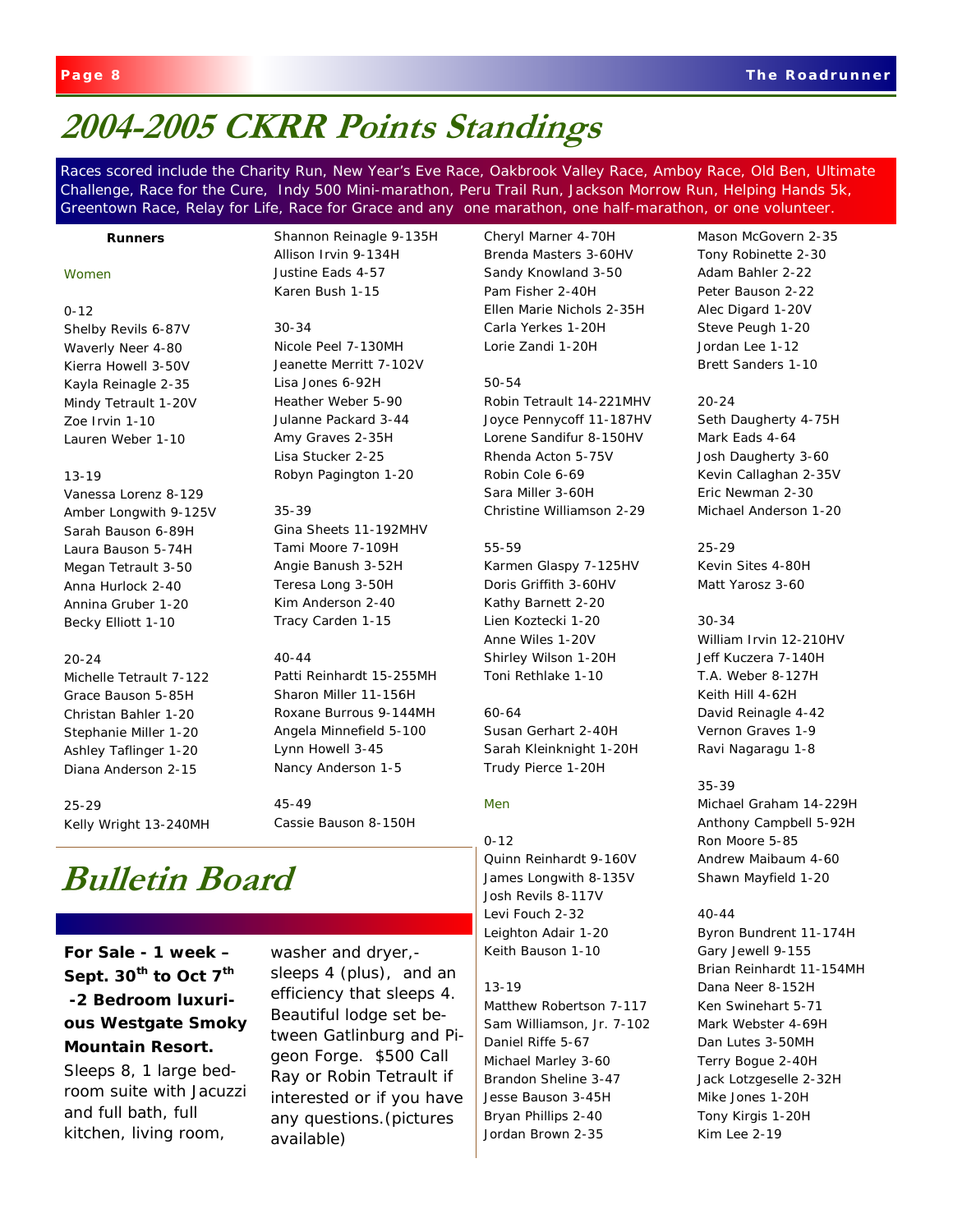# 2004-2005 CKRR Points Standings

Races scored include the Charity Run, New Year's Eve Race, Oakbrook Valley Race, Amboy Race, Old Ben, Ultimate Challenge, Race for the Cure, Indy 500 Mini-marathon, Peru Trail Run, Jackson Morrow Run, Helping Hands 5k, Greentown Race, Relay for Life, Race for Grace and any one marathon, one half-marathon, or one volunteer.

**Runners**

Women

0-12
Shelby Revils 6-87V
Waverly Neer 4-80
Kierra Howell 3-50V
Kayla Reinagle 2-35
Mindy Tetrault 1-20V
Zoe Irvin 1-10
Lauren Weber 1-10

13-19
Vanessa Lorenz 8-129
Amber Longwith 9-125V
Sarah Bauson 6-89H
Laura Bauson 5-74H
Megan Tetrault 3-50
Anna Hurlock 2-40
Annina Gruber 1-20
Becky Elliott 1-10

20-24
Michelle Tetrault 7-122
Grace Bauson 5-85H
Christan Bahler 1-20
Stephanie Miller 1-20
Ashley Taflinger 1-20
Diana Anderson 2-15

25-29
Kelly Wright 13-240MH
Shannon Reinagle 9-135H
Allison Irvin 9-134H
Justine Eads 4-57
Karen Bush 1-15

30-34
Nicole Peel 7-130MH
Jeanette Merritt 7-102V
Lisa Jones 6-92H
Heather Weber 5-90
Julanne Packard 3-44
Amy Graves 2-35H
Lisa Stucker 2-25
Robyn Pagington 1-20

35-39
Gina Sheets 11-192MHV
Tami Moore 7-109H
Angie Banush 3-52H
Teresa Long 3-50H
Kim Anderson 2-40
Tracy Carden 1-15

40-44
Patti Reinhardt 15-255MH
Sharon Miller 11-156H
Roxane Burrous 9-144MH
Angela Minnefield 5-100
Lynn Howell 3-45
Nancy Anderson 1-5

45-49
Cassie Bauson 8-150H
Cheryl Marner 4-70H
Brenda Masters 3-60HV
Sandy Knowland 3-50
Pam Fisher 2-40H
Ellen Marie Nichols 2-35H
Carla Yerkes 1-20H
Lorie Zandi 1-20H

50-54
Robin Tetrault 14-221MHV
Joyce Pennycoff 11-187HV
Lorene Sandifur 8-150HV
Rhenda Acton 5-75V
Robin Cole 6-69
Sara Miller 3-60H
Christine Williamson 2-29

55-59
Karmen Glaspy 7-125HV
Doris Griffith 3-60HV
Kathy Barnett 2-20
Lien Koztecki 1-20
Anne Wiles 1-20V
Shirley Wilson 1-20H
Toni Rethlake 1-10

60-64
Susan Gerhart 2-40H
Sarah Kleinknight 1-20H
Trudy Pierce 1-20H

Men

0-12
Quinn Reinhardt 9-160V
James Longwith 8-135V
Josh Revils 8-117V
Levi Fouch 2-32
Leighton Adair 1-20
Keith Bauson 1-10

13-19
Matthew Robertson 7-117
Sam Williamson, Jr. 7-102
Daniel Riffe 5-67
Michael Marley 3-60
Brandon Sheline 3-47
Jesse Bauson 3-45H
Bryan Phillips 2-40
Jordan Brown 2-35
Mason McGovern 2-35
Tony Robinette 2-30
Adam Bahler 2-22
Peter Bauson 2-22
Alec Digard 1-20V
Steve Peugh 1-20
Jordan Lee 1-12
Brett Sanders 1-10

20-24
Seth Daugherty 4-75H
Mark Eads 4-64
Josh Daugherty 3-60
Kevin Callaghan 2-35V
Eric Newman 2-30
Michael Anderson 1-20

25-29
Kevin Sites 4-80H
Matt Yarosz 3-60

30-34
William Irvin 12-210HV
Jeff Kuczera 7-140H
T.A. Weber 8-127H
Keith Hill 4-62H
David Reinagle 4-42
Vernon Graves 1-9
Ravi Nagaragu 1-8

35-39
Michael Graham 14-229H
Anthony Campbell 5-92H
Ron Moore 5-85
Andrew Maibaum 4-60
Shawn Mayfield 1-20

40-44
Byron Bundrent 11-174H
Gary Jewell 9-155
Brian Reinhardt 11-154MH
Dana Neer 8-152H
Ken Swinehart 5-71
Mark Webster 4-69H
Dan Lutes 3-50MH
Terry Bogue 2-40H
Jack Lotzgeselle 2-32H
Mike Jones 1-20H
Tony Kirgis 1-20H
Kim Lee 2-19

# Bulletin Board

**For Sale - 1 week – Sept. 30th to Oct 7th -2 Bedroom luxurious Westgate Smoky Mountain Resort.** Sleeps 8, 1 large bedroom suite with Jacuzzi and full bath, full kitchen, living room, washer and dryer,- sleeps 4 (plus), and an efficiency that sleeps 4. Beautiful lodge set between Gatlinburg and Pigeon Forge. $500 Call Ray or Robin Tetrault if interested or if you have any questions.(pictures available)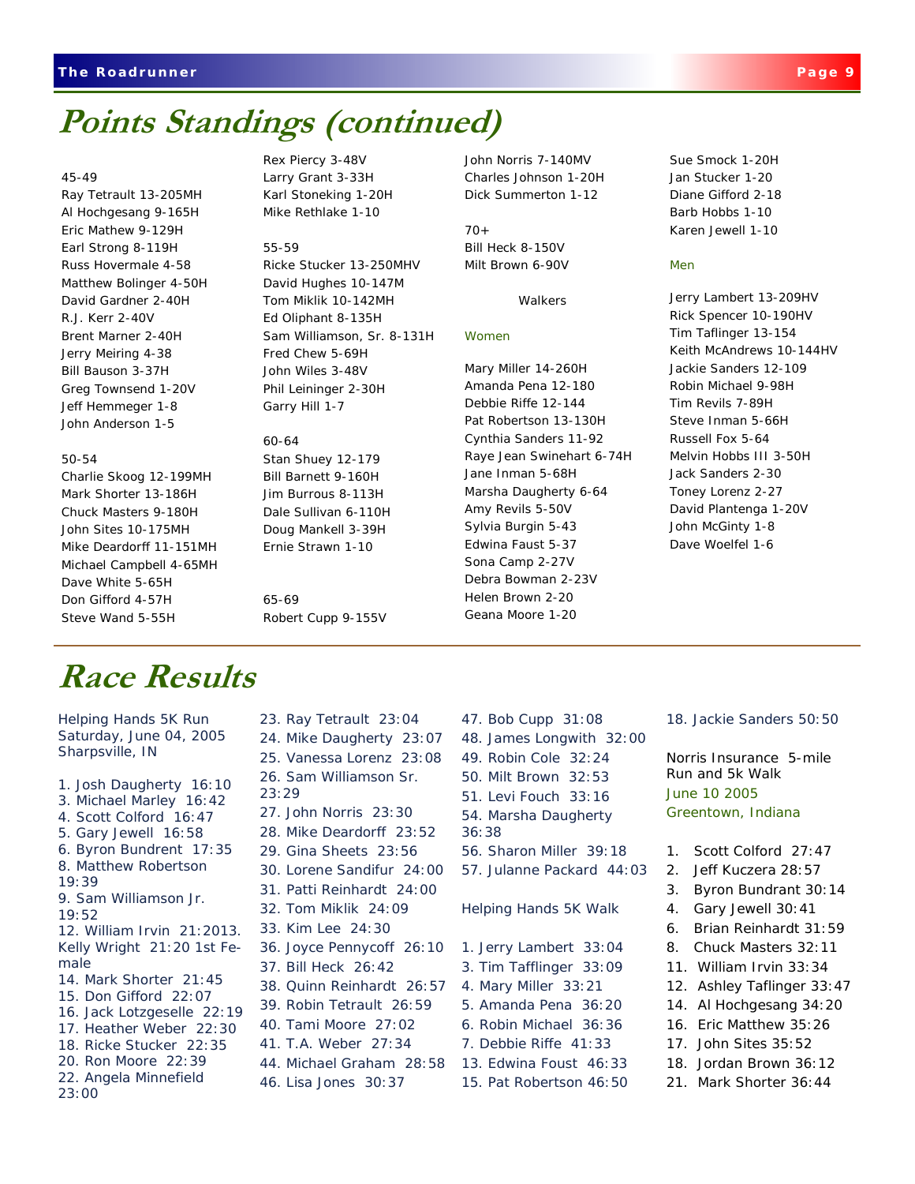# Points Standings (continued)

45-49
Ray Tetrault 13-205MH
Al Hochgesang 9-165H
Eric Mathew 9-129H
Earl Strong 8-119H
Russ Hovermale 4-58
Matthew Bolinger 4-50H
David Gardner 2-40H
R.J. Kerr 2-40V
Brent Marner 2-40H
Jerry Meiring 4-38
Bill Bauson 3-37H
Greg Townsend 1-20V
Jeff Hemmeger 1-8
John Anderson 1-5

50-54
Charlie Skoog 12-199MH
Mark Shorter 13-186H
Chuck Masters 9-180H
John Sites 10-175MH
Mike Deardorff 11-151MH
Michael Campbell 4-65MH
Dave White 5-65H
Don Gifford 4-57H
Steve Wand 5-55H
Rex Piercy 3-48V
Larry Grant 3-33H
Karl Stoneking 1-20H
Mike Rethlake 1-10

55-59
Ricke Stucker 13-250MHV
David Hughes 10-147M
Tom Miklik 10-142MH
Ed Oliphant 8-135H
Sam Williamson, Sr. 8-131H
Fred Chew 5-69H
John Wiles 3-48V
Phil Leininger 2-30H
Garry Hill 1-7

60-64
Stan Shuey 12-179
Bill Barnett 9-160H
Jim Burrous 8-113H
Dale Sullivan 6-110H
Doug Mankell 3-39H
Ernie Strawn 1-10

65-69
Robert Cupp 9-155V
John Norris 7-140MV
Charles Johnson 1-20H
Dick Summerton 1-12

70+
Bill Heck 8-150V
Milt Brown 6-90V

Walkers

Women

Mary Miller 14-260H
Amanda Pena 12-180
Debbie Riffe 12-144
Pat Robertson 13-130H
Cynthia Sanders 11-92
Raye Jean Swinehart 6-74H
Jane Inman 5-68H
Marsha Daugherty 6-64
Amy Revils 5-50V
Sylvia Burgin 5-43
Edwina Faust 5-37
Sona Camp 2-27V
Debra Bowman 2-23V
Helen Brown 2-20
Geana Moore 1-20
Sue Smock 1-20H
Jan Stucker 1-20
Diane Gifford 2-18
Barb Hobbs 1-10
Karen Jewell 1-10

Men

Jerry Lambert 13-209HV
Rick Spencer 10-190HV
Tim Taflinger 13-154
Keith McAndrews 10-144HV
Jackie Sanders 12-109
Robin Michael 9-98H
Tim Revils 7-89H
Steve Inman 5-66H
Russell Fox 5-64
Melvin Hobbs III 3-50H
Jack Sanders 2-30
Toney Lorenz 2-27
David Plantenga 1-20V
John McGinty 1-8
Dave Woelfel 1-6

# Race Results

Helping Hands 5K Run
Saturday, June 04, 2005
Sharpsville, IN

1. Josh Daugherty 16:10
3. Michael Marley 16:42
4. Scott Colford 16:47
5. Gary Jewell 16:58
6. Byron Bundrant 17:35
8. Matthew Robertson 19:39
9. Sam Williamson Jr. 19:52
12. William Irvin 21:2013. Kelly Wright 21:20 1st Female
14. Mark Shorter 21:45
15. Don Gifford 22:07
16. Jack Lotzgeselle 22:19
17. Heather Weber 22:30
18. Ricke Stucker 22:35
20. Ron Moore 22:39
22. Angela Minnefield 23:00
23. Ray Tetrault 23:04
24. Mike Daugherty 23:07
25. Vanessa Lorenz 23:08
26. Sam Williamson Sr. 23:29
27. John Norris 23:30
28. Mike Deardorff 23:52
29. Gina Sheets 23:56
30. Lorene Sandifur 24:00
31. Patti Reinhardt 24:00
32. Tom Miklik 24:09
33. Kim Lee 24:30
36. Joyce Pennycoff 26:10
37. Bill Heck 26:42
38. Quinn Reinhardt 26:57
39. Robin Tetrault 26:59
40. Tami Moore 27:02
41. T.A. Weber 27:34
44. Michael Graham 28:58
46. Lisa Jones 30:37
47. Bob Cupp 31:08
48. James Longwith 32:00
49. Robin Cole 32:24
50. Milt Brown 32:53
51. Levi Fouch 33:16
54. Marsha Daugherty 36:38
56. Sharon Miller 39:18
57. Julanne Packard 44:03

Helping Hands 5K Walk

1. Jerry Lambert 33:04
3. Tim Tafflinger 33:09
4. Mary Miller 33:21
5. Amanda Pena 36:20
6. Robin Michael 36:36
7. Debbie Riffe 41:33
13. Edwina Foust 46:33
15. Pat Robertson 46:50
18. Jackie Sanders 50:50

Norris Insurance 5-mile Run and 5k Walk
June 10 2005
Greentown, Indiana

1. Scott Colford 27:47
2. Jeff Kuczera 28:57
3. Byron Bundrant 30:14
4. Gary Jewell 30:41
6. Brian Reinhardt 31:59
8. Chuck Masters 32:11
11. William Irvin 33:34
12. Ashley Taflinger 33:47
14. Al Hochgesang 34:20
16. Eric Matthew 35:26
17. John Sites 35:52
18. Jordan Brown 36:12
21. Mark Shorter 36:44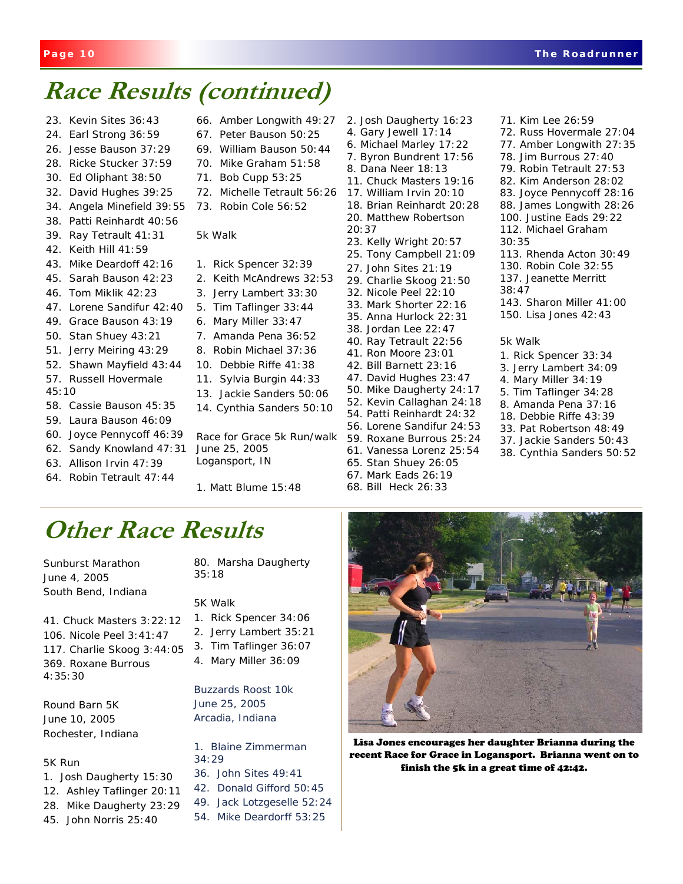# Race Results (continued)

23. Kevin Sites 36:43
24. Earl Strong 36:59
26. Jesse Bauson 37:29
28. Ricke Stucker 37:59
30. Ed Oliphant 38:50
32. David Hughes 39:25
34. Angela Minefield 39:55
38. Patti Reinhardt 40:56
39. Ray Tetrault 41:31
42. Keith Hill 41:59
43. Mike Deardoff 42:16
45. Sarah Bauson 42:23
46. Tom Miklik 42:23
47. Lorene Sandifur 42:40
49. Grace Bauson 43:19
50. Stan Shuey 43:21
51. Jerry Meiring 43:29
52. Shawn Mayfield 43:44
57. Russell Hovermale 45:10
58. Cassie Bauson 45:35
59. Laura Bauson 46:09
60. Joyce Pennycoff 46:39
62. Sandy Knowland 47:31
63. Allison Irvin 47:39
64. Robin Tetrault 47:44
66. Amber Longwith 49:27
67. Peter Bauson 50:25
69. William Bauson 50:44
70. Mike Graham 51:58
71. Bob Cupp 53:25
72. Michelle Tetrault 56:26
73. Robin Cole 56:52

5k Walk

1. Rick Spencer 32:39
2. Keith McAndrews 32:53
3. Jerry Lambert 33:30
5. Tim Taflinger 33:44
6. Mary Miller 33:47
7. Amanda Pena 36:52
8. Robin Michael 37:36
10. Debbie Riffe 41:38
11. Sylvia Burgin 44:33
13. Jackie Sanders 50:06
14. Cynthia Sanders 50:10

Race for Grace 5k Run/walk
June 25, 2005
Logansport, IN

1. Matt Blume 15:48
2. Josh Daugherty 16:23
4. Gary Jewell 17:14
6. Michael Marley 17:22
7. Byron Bundrent 17:56
8. Dana Neer 18:13
11. Chuck Masters 19:16
17. William Irvin 20:10
18. Brian Reinhardt 20:28
20. Matthew Robertson 20:37
23. Kelly Wright 20:57
25. Tony Campbell 21:09
27. John Sites 21:19
29. Charlie Skoog 21:50
32. Nicole Peel 22:10
33. Mark Shorter 22:16
35. Anna Hurlock 22:31
38. Jordan Lee 22:47
40. Ray Tetrault 22:56
41. Ron Moore 23:01
42. Bill Barnett 23:16
47. David Hughes 23:47
50. Mike Daugherty 24:17
52. Kevin Callaghan 24:18
54. Patti Reinhardt 24:32
56. Lorene Sandifur 24:53
59. Roxane Burrous 25:24
61. Vanessa Lorenz 25:54
65. Stan Shuey 26:05
67. Mark Eads 26:19
68. Bill Heck 26:33
71. Kim Lee 26:59
72. Russ Hovermale 27:04
77. Amber Longwith 27:35
78. Jim Burrous 27:40
79. Robin Tetrault 27:53
82. Kim Anderson 28:02
83. Joyce Pennycoff 28:16
88. James Longwith 28:26
100. Justine Eads 29:22
112. Michael Graham 30:35
113. Rhenda Acton 30:49
130. Robin Cole 32:55
137. Jeanette Merritt 38:47
143. Sharon Miller 41:00
150. Lisa Jones 42:43

5k Walk

1. Rick Spencer 33:34
3. Jerry Lambert 34:09
4. Mary Miller 34:19
5. Tim Taflinger 34:28
8. Amanda Pena 37:16
18. Debbie Riffe 43:39
33. Pat Robertson 48:49
37. Jackie Sanders 50:43
38. Cynthia Sanders 50:52

# Other Race Results

Sunburst Marathon
June 4, 2005
South Bend, Indiana

41. Chuck Masters 3:22:12
106. Nicole Peel 3:41:47
117. Charlie Skoog 3:44:05
369. Roxane Burrous 4:35:30

Round Barn 5K
June 10, 2005
Rochester, Indiana

5K Run
1. Josh Daugherty 15:30
12. Ashley Taflinger 20:11
28. Mike Daugherty 23:29
45. John Norris 25:40
80. Marsha Daugherty 35:18

5K Walk
1. Rick Spencer 34:06
2. Jerry Lambert 35:21
3. Tim Taflinger 36:07
4. Mary Miller 36:09

Buzzards Roost 10k
June 25, 2005
Arcadia, Indiana

1. Blaine Zimmerman 34:29
36. John Sites 49:41
42. Donald Gifford 50:45
49. Jack Lotzgeselle 52:24
54. Mike Deardorff 53:25

**Lisa Jones encourages her daughter Brianna during the recent Race for Grace in Logansport. Brianna went on to finish the 5k in a great time of 42:42.**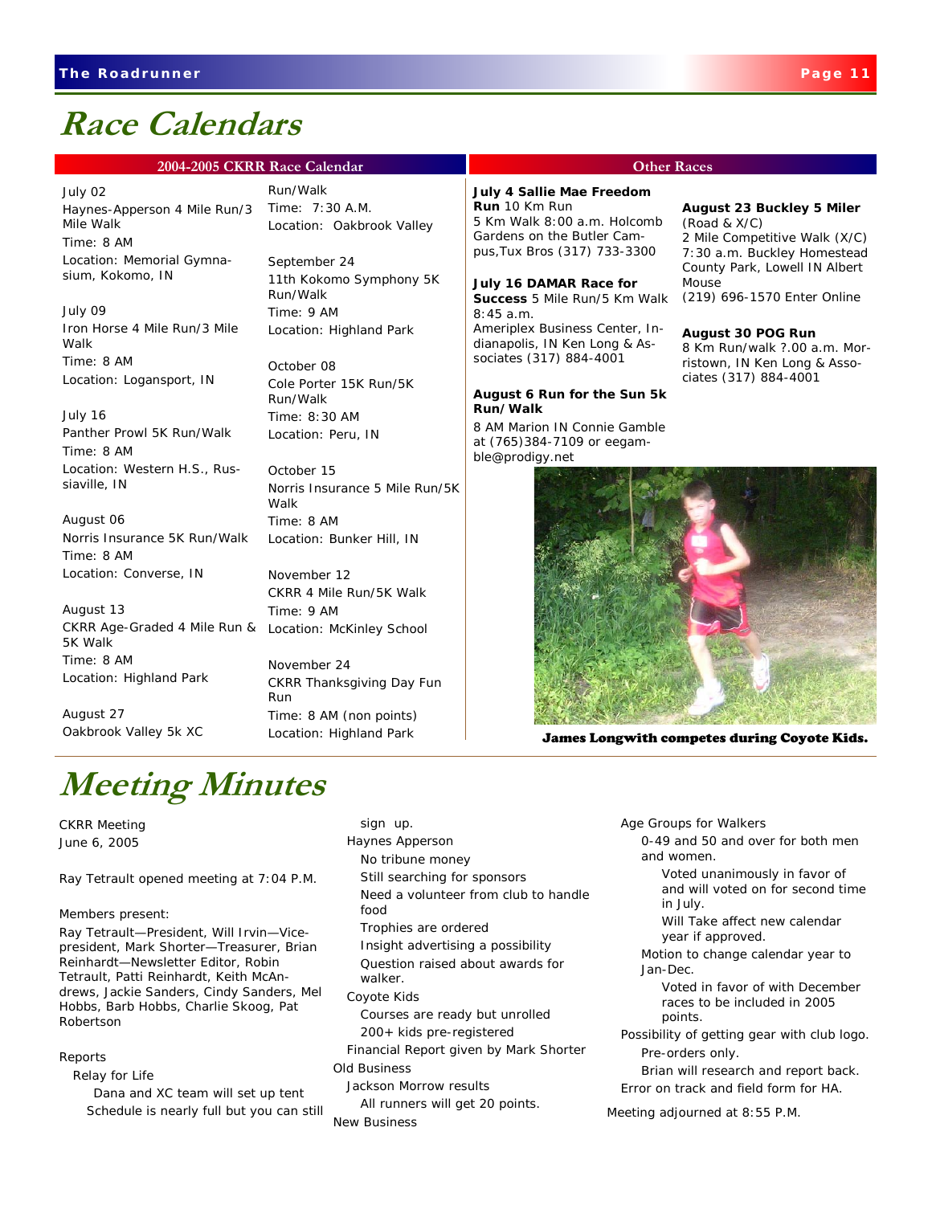# Race Calendars

## 2004-2005 CKRR Race Calendar

July 02
Haynes-Apperson 4 Mile Run/3 Mile Walk
Time: 8 AM
Location: Memorial Gymnasium, Kokomo, IN

July 09
Iron Horse 4 Mile Run/3 Mile Walk
Time: 8 AM
Location: Logansport, IN

July 16
Panther Prowl 5K Run/Walk
Time: 8 AM
Location: Western H.S., Russiaville, IN

August 06
Norris Insurance 5K Run/Walk
Time: 8 AM
Location: Converse, IN

August 13
CKRR Age-Graded 4 Mile Run & 5K Walk
Time: 8 AM
Location: Highland Park

August 27
Oakbrook Valley 5k XC Run/Walk
Time: 7:30 A.M.
Location: Oakbrook Valley

September 24
11th Kokomo Symphony 5K Run/Walk
Time: 9 AM
Location: Highland Park

October 08
Cole Porter 15K Run/5K Run/Walk
Time: 8:30 AM
Location: Peru, IN

October 15
Norris Insurance 5 Mile Run/5K Walk
Time: 8 AM
Location: Bunker Hill, IN

November 12
CKRR 4 Mile Run/5K Walk
Time: 9 AM
Location: McKinley School

November 24
CKRR Thanksgiving Day Fun Run
Time: 8 AM (non points)
Location: Highland Park

## Other Races

**July 4 Sallie Mae Freedom Run** 10 Km Run
5 Km Walk 8:00 a.m. Holcomb Gardens on the Butler Campus,Tux Bros (317) 733-3300

**July 16 DAMAR Race for Success** 5 Mile Run/5 Km Walk 8:45 a.m.
Ameriplex Business Center, Indianapolis, IN Ken Long & Associates (317) 884-4001

**August 6 Run for the Sun 5k Run/Walk**
8 AM Marion IN Connie Gamble at (765)384-7109 or eegamble@prodigy.net

**August 23 Buckley 5 Miler** (Road & X/C)
2 Mile Competitive Walk (X/C) 7:30 a.m. Buckley Homestead County Park, Lowell IN Albert Mouse
(219) 696-1570 Enter Online

**August 30 POG Run**
8 Km Run/walk ?.00 a.m. Morristown, IN Ken Long & Associates (317) 884-4001

James Longwith competes during Coyote Kids.

# Meeting Minutes

CKRR Meeting
June 6, 2005

Ray Tetrault opened meeting at 7:04 P.M.

Members present:
Ray Tetrault—President, Will Irvin—Vice-president, Mark Shorter—Treasurer, Brian Reinhardt—Newsletter Editor, Robin Tetrault, Patti Reinhardt, Keith McAndrews, Jackie Sanders, Cindy Sanders, Mel Hobbs, Barb Hobbs, Charlie Skoog, Pat Robertson

Reports
- Relay for Life
  - Dana and XC team will set up tent
  - Schedule is nearly full but you can still sign up.
- Haynes Apperson
  - No tribune money
  - Still searching for sponsors
  - Need a volunteer from club to handle food
  - Trophies are ordered
  - Insight advertising a possibility
  - Question raised about awards for walker.
- Coyote Kids
  - Courses are ready but unrolled
  - 200+ kids pre-registered
- Financial Report given by Mark Shorter

Old Business
- Jackson Morrow results
  - All runners will get 20 points.

New Business
- Age Groups for Walkers
  - 0-49 and 50 and over for both men and women.
    - Voted unanimously in favor of and will voted on for second time in July.
    - Will Take affect new calendar year if approved.
  - Motion to change calendar year to Jan-Dec.
    - Voted in favor of with December races to be included in 2005 points.
- Possibility of getting gear with club logo.
  - Pre-orders only.
  - Brian will research and report back.
- Error on track and field form for HA.

Meeting adjourned at 8:55 P.M.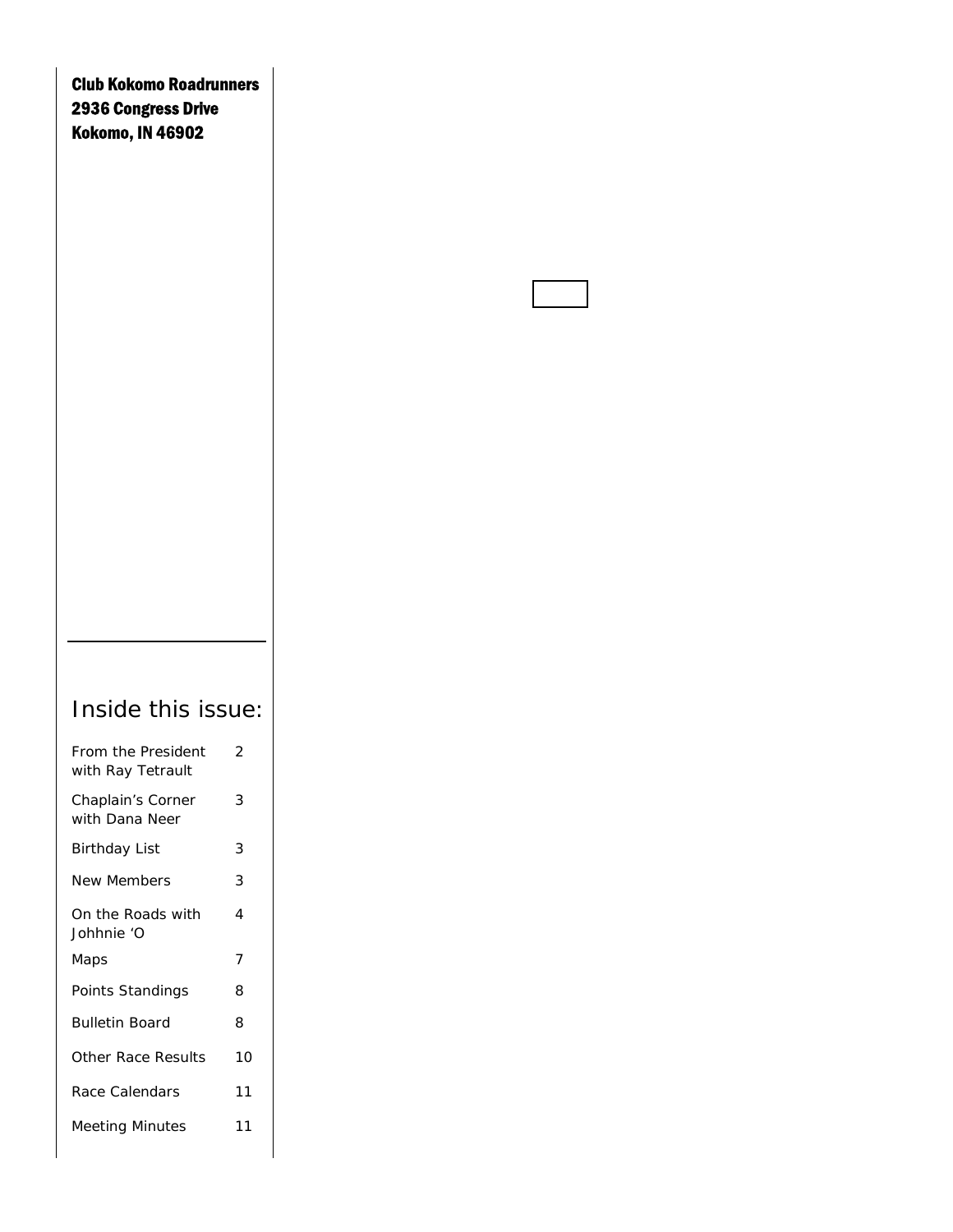**Club Kokomo Roadrunners**
**2936 Congress Drive**
**Kokomo, IN 46902**

## Inside this issue:

| | |
|---|---|
| From the President with Ray Tetrault | 2 |
| Chaplain's Corner with Dana Neer | 3 |
| Birthday List | 3 |
| New Members | 3 |
| On the Roads with Johhnie 'O | 4 |
| Maps | 7 |
| Points Standings | 8 |
| Bulletin Board | 8 |
| Other Race Results | 10 |
| Race Calendars | 11 |
| Meeting Minutes | 11 |